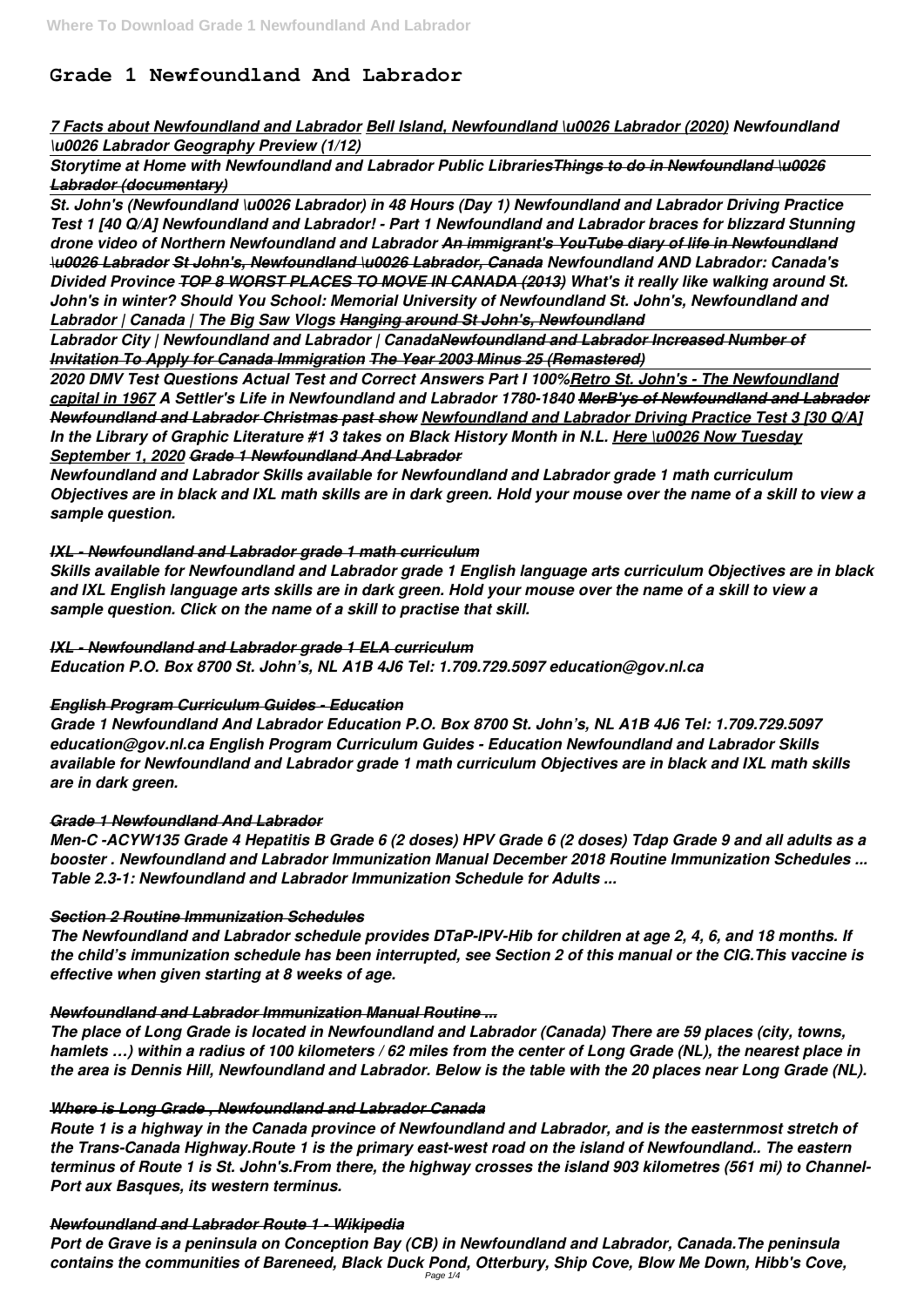# Grade 1 Newfoundland And Labrador

*7 Facts about Newfoundland and Labrador Bell Island, Newfoundland \u0026 Labrador (2020) Newfoundland \u0026 Labrador Geography Preview (1/12)*

*Storytime at Home with Newfoundland and Labrador Public Libraries Things to do in Newfoundland \u0026 Labrador (documentary)*

*St. John's (Newfoundland \u0026 Labrador) in 48 Hours (Day 1) Newfoundland and Labrador Driving Practice Test 1 [40 Q/A] Newfoundland and Labrador! - Part 1 Newfoundland and Labrador braces for blizzard Stunning drone video of Northern Newfoundland and Labrador An immigrant's YouTube diary of life in Newfoundland \u0026 Labrador St John's, Newfoundland \u0026 Labrador, Canada Newfoundland AND Labrador: Canada's Divided Province TOP 8 WORST PLACES TO MOVE IN CANADA (2013) What's it really like walking around St. John's in winter? Should You School: Memorial University of Newfoundland St. John's, Newfoundland and Labrador | Canada | The Big Saw Vlogs Hanging around St John's, Newfoundland*

*Labrador City | Newfoundland and Labrador | Canada Newfoundland and Labrador Increased Number of Invitation To Apply for Canada Immigration The Year 2003 Minus 25 (Remastered)*

*2020 DMV Test Questions Actual Test and Correct Answers Part I 100% Retro St. John's - The Newfoundland capital in 1967 A Settler's Life in Newfoundland and Labrador 1780-1840 MerB'ys of Newfoundland and Labrador Newfoundland and Labrador Christmas past show Newfoundland and Labrador Driving Practice Test 3 [30 Q/A] In the Library of Graphic Literature #1 3 takes on Black History Month in N.L. Here \u0026 Now Tuesday September 1, 2020 Grade 1 Newfoundland And Labrador*

*Newfoundland and Labrador Skills available for Newfoundland and Labrador grade 1 math curriculum Objectives are in black and IXL math skills are in dark green. Hold your mouse over the name of a skill to view a sample question.*

## *IXL - Newfoundland and Labrador grade 1 math curriculum*

*Skills available for Newfoundland and Labrador grade 1 English language arts curriculum Objectives are in black and IXL English language arts skills are in dark green. Hold your mouse over the name of a skill to view a sample question. Click on the name of a skill to practise that skill.*

## *IXL - Newfoundland and Labrador grade 1 ELA curriculum*

*Education P.O. Box 8700 St. John's, NL A1B 4J6 Tel: 1.709.729.5097 education@gov.nl.ca*

## *English Program Curriculum Guides - Education*

*Grade 1 Newfoundland And Labrador Education P.O. Box 8700 St. John's, NL A1B 4J6 Tel: 1.709.729.5097 education@gov.nl.ca English Program Curriculum Guides - Education Newfoundland and Labrador Skills available for Newfoundland and Labrador grade 1 math curriculum Objectives are in black and IXL math skills are in dark green.*

## *Grade 1 Newfoundland And Labrador*

*Men-C -ACYW135 Grade 4 Hepatitis B Grade 6 (2 doses) HPV Grade 6 (2 doses) Tdap Grade 9 and all adults as a booster . Newfoundland and Labrador Immunization Manual December 2018 Routine Immunization Schedules ... Table 2.3-1: Newfoundland and Labrador Immunization Schedule for Adults ...*

## *Section 2 Routine Immunization Schedules*

*The Newfoundland and Labrador schedule provides DTaP-IPV-Hib for children at age 2, 4, 6, and 18 months. If the child's immunization schedule has been interrupted, see Section 2 of this manual or the CIG.This vaccine is effective when given starting at 8 weeks of age.*

## *Newfoundland and Labrador Immunization Manual Routine ...*

*The place of Long Grade is located in Newfoundland and Labrador (Canada) There are 59 places (city, towns, hamlets …) within a radius of 100 kilometers / 62 miles from the center of Long Grade (NL), the nearest place in the area is Dennis Hill, Newfoundland and Labrador. Below is the table with the 20 places near Long Grade (NL).*

## *Where is Long Grade , Newfoundland and Labrador Canada*

*Route 1 is a highway in the Canada province of Newfoundland and Labrador, and is the easternmost stretch of the Trans-Canada Highway.Route 1 is the primary east-west road on the island of Newfoundland.. The eastern terminus of Route 1 is St. John's.From there, the highway crosses the island 903 kilometres (561 mi) to Channel-Port aux Basques, its western terminus.*

## *Newfoundland and Labrador Route 1 - Wikipedia*

*Port de Grave is a peninsula on Conception Bay (CB) in Newfoundland and Labrador, Canada.The peninsula contains the communities of Bareneed, Black Duck Pond, Otterbury, Ship Cove, Blow Me Down, Hibb's Cove,*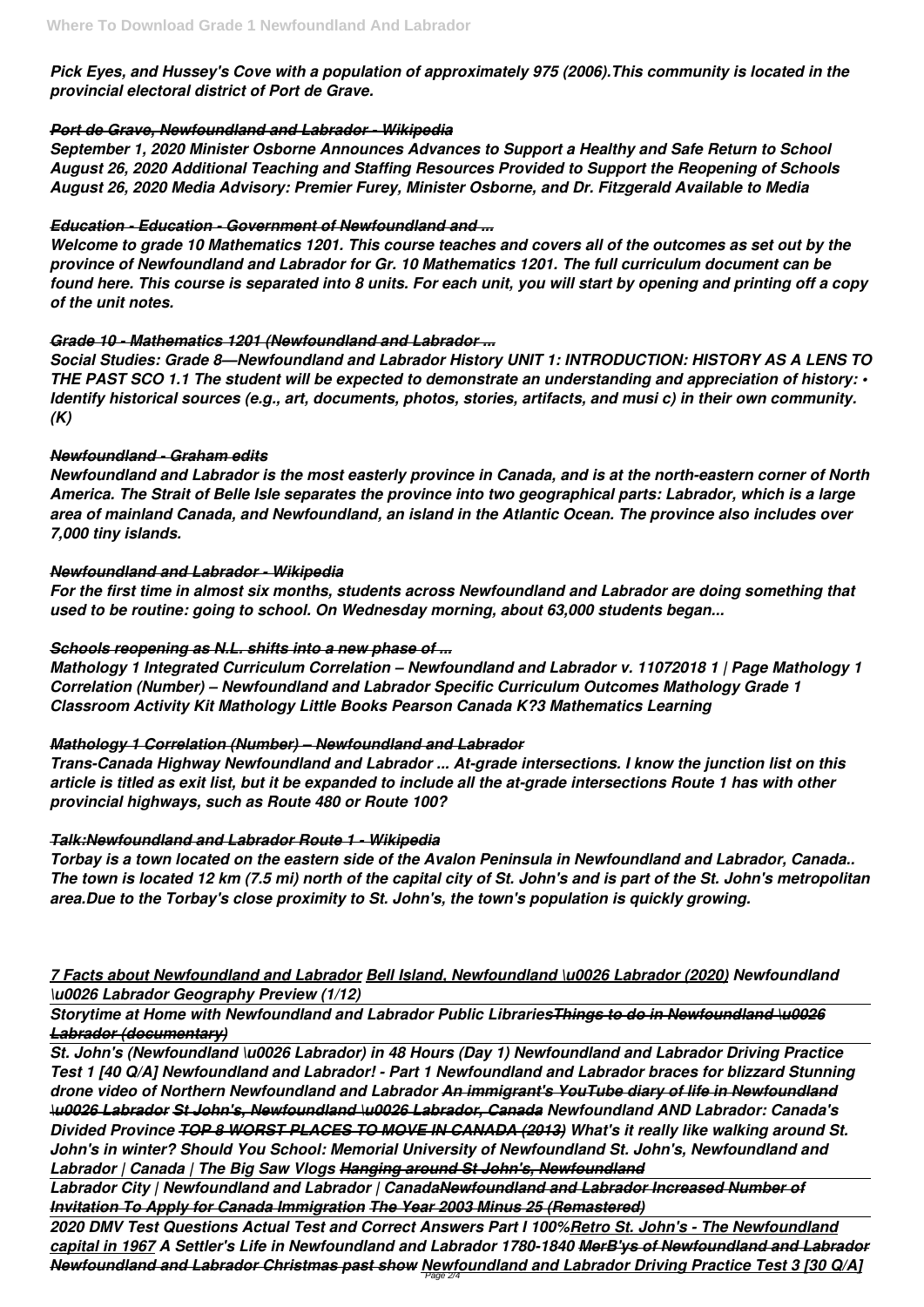*Pick Eyes, and Hussey's Cove with a population of approximately 975 (2006).This community is located in the provincial electoral district of Port de Grave.*

### *Port de Grave, Newfoundland and Labrador - Wikipedia*

*September 1, 2020 Minister Osborne Announces Advances to Support a Healthy and Safe Return to School August 26, 2020 Additional Teaching and Staffing Resources Provided to Support the Reopening of Schools August 26, 2020 Media Advisory: Premier Furey, Minister Osborne, and Dr. Fitzgerald Available to Media*

### *Education - Education - Government of Newfoundland and ...*

*Welcome to grade 10 Mathematics 1201. This course teaches and covers all of the outcomes as set out by the province of Newfoundland and Labrador for Gr. 10 Mathematics 1201. The full curriculum document can be found here. This course is separated into 8 units. For each unit, you will start by opening and printing off a copy of the unit notes.*

### *Grade 10 - Mathematics 1201 (Newfoundland and Labrador ...*

*Social Studies: Grade 8—Newfoundland and Labrador History UNIT 1: INTRODUCTION: HISTORY AS A LENS TO THE PAST SCO 1.1 The student will be expected to demonstrate an understanding and appreciation of history: • Identify historical sources (e.g., art, documents, photos, stories, artifacts, and musi c) in their own community. (K)*

### *Newfoundland - Graham edits*

*Newfoundland and Labrador is the most easterly province in Canada, and is at the north-eastern corner of North America. The Strait of Belle Isle separates the province into two geographical parts: Labrador, which is a large area of mainland Canada, and Newfoundland, an island in the Atlantic Ocean. The province also includes over 7,000 tiny islands.*

### *Newfoundland and Labrador - Wikipedia*

*For the first time in almost six months, students across Newfoundland and Labrador are doing something that used to be routine: going to school. On Wednesday morning, about 63,000 students began...*

### *Schools reopening as N.L. shifts into a new phase of ...*

*Mathology 1 Integrated Curriculum Correlation – Newfoundland and Labrador v. 11072018 1 | Page Mathology 1 Correlation (Number) – Newfoundland and Labrador Specific Curriculum Outcomes Mathology Grade 1 Classroom Activity Kit Mathology Little Books Pearson Canada K?3 Mathematics Learning*

### *Mathology 1 Correlation (Number) – Newfoundland and Labrador*

*Trans-Canada Highway Newfoundland and Labrador ... At-grade intersections. I know the junction list on this article is titled as exit list, but it be expanded to include all the at-grade intersections Route 1 has with other provincial highways, such as Route 480 or Route 100?*

### *Talk:Newfoundland and Labrador Route 1 - Wikipedia*

*Torbay is a town located on the eastern side of the Avalon Peninsula in Newfoundland and Labrador, Canada.. The town is located 12 km (7.5 mi) north of the capital city of St. John's and is part of the St. John's metropolitan area.Due to the Torbay's close proximity to St. John's, the town's population is quickly growing.*

*7 Facts about Newfoundland and Labrador Bell Island, Newfoundland \u0026 Labrador (2020) Newfoundland \u0026 Labrador Geography Preview (1/12)*

*Storytime at Home with Newfoundland and Labrador Public Libraries~~Things to do in Newfoundland \u0026 Labrador (documentary)~~*

*St. John's (Newfoundland \u0026 Labrador) in 48 Hours (Day 1) Newfoundland and Labrador Driving Practice Test 1 [40 Q/A] Newfoundland and Labrador! - Part 1 Newfoundland and Labrador braces for blizzard Stunning drone video of Northern Newfoundland and Labrador ~~An immigrant's YouTube diary of life in Newfoundland \u0026 Labrador~~ ~~St John's, Newfoundland \u0026 Labrador, Canada~~ Newfoundland AND Labrador: Canada's Divided Province ~~TOP 8 WORST PLACES TO MOVE IN CANADA (2013)~~ What's it really like walking around St. John's in winter? Should You School: Memorial University of Newfoundland St. John's, Newfoundland and Labrador | Canada | The Big Saw Vlogs ~~Hanging around St John's, Newfoundland~~*

*Labrador City | Newfoundland and Labrador | Canada~~Newfoundland and Labrador Increased Number of Invitation To Apply for Canada Immigration~~ ~~The Year 2003 Minus 25 (Remastered)~~*

*2020 DMV Test Questions Actual Test and Correct Answers Part I 100%Retro St. John's - The Newfoundland capital in 1967 A Settler's Life in Newfoundland and Labrador 1780-1840 ~~MerB'ys of Newfoundland and Labrador~~ ~~Newfoundland and Labrador Christmas past show~~ Newfoundland and Labrador Driving Practice Test 3 [30 Q/A]*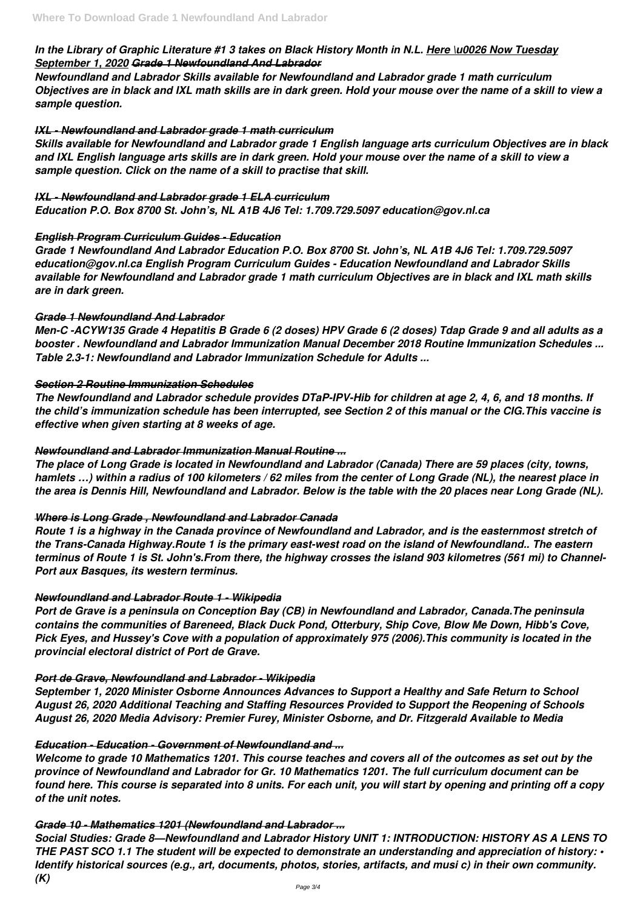*In the Library of Graphic Literature #1 3 takes on Black History Month in N.L.* ***Here \u0026 Now Tuesday September 1, 2020*** ***Grade 1 Newfoundland And Labrador***

***Newfoundland and Labrador Skills available for Newfoundland and Labrador grade 1 math curriculum Objectives are in black and IXL math skills are in dark green. Hold your mouse over the name of a skill to view a sample question.***

### *IXL - Newfoundland and Labrador grade 1 math curriculum*

***Skills available for Newfoundland and Labrador grade 1 English language arts curriculum Objectives are in black and IXL English language arts skills are in dark green. Hold your mouse over the name of a skill to view a sample question. Click on the name of a skill to practise that skill.***

### *IXL - Newfoundland and Labrador grade 1 ELA curriculum*

***Education P.O. Box 8700 St. John's, NL A1B 4J6 Tel: 1.709.729.5097 education@gov.nl.ca***

### *English Program Curriculum Guides - Education*

***Grade 1 Newfoundland And Labrador Education P.O. Box 8700 St. John's, NL A1B 4J6 Tel: 1.709.729.5097 education@gov.nl.ca English Program Curriculum Guides - Education Newfoundland and Labrador Skills available for Newfoundland and Labrador grade 1 math curriculum Objectives are in black and IXL math skills are in dark green.***

### *Grade 1 Newfoundland And Labrador*

***Men-C -ACYW135 Grade 4 Hepatitis B Grade 6 (2 doses) HPV Grade 6 (2 doses) Tdap Grade 9 and all adults as a booster . Newfoundland and Labrador Immunization Manual December 2018 Routine Immunization Schedules ... Table 2.3-1: Newfoundland and Labrador Immunization Schedule for Adults ...***

### *Section 2 Routine Immunization Schedules*

***The Newfoundland and Labrador schedule provides DTaP-IPV-Hib for children at age 2, 4, 6, and 18 months. If the child's immunization schedule has been interrupted, see Section 2 of this manual or the CIG.This vaccine is effective when given starting at 8 weeks of age.***

### *Newfoundland and Labrador Immunization Manual Routine ...*

***The place of Long Grade is located in Newfoundland and Labrador (Canada) There are 59 places (city, towns, hamlets …) within a radius of 100 kilometers / 62 miles from the center of Long Grade (NL), the nearest place in the area is Dennis Hill, Newfoundland and Labrador. Below is the table with the 20 places near Long Grade (NL).***

### *Where is Long Grade , Newfoundland and Labrador Canada*

***Route 1 is a highway in the Canada province of Newfoundland and Labrador, and is the easternmost stretch of the Trans-Canada Highway.Route 1 is the primary east-west road on the island of Newfoundland.. The eastern terminus of Route 1 is St. John's.From there, the highway crosses the island 903 kilometres (561 mi) to Channel-Port aux Basques, its western terminus.***

### *Newfoundland and Labrador Route 1 - Wikipedia*

***Port de Grave is a peninsula on Conception Bay (CB) in Newfoundland and Labrador, Canada.The peninsula contains the communities of Bareneed, Black Duck Pond, Otterbury, Ship Cove, Blow Me Down, Hibb's Cove, Pick Eyes, and Hussey's Cove with a population of approximately 975 (2006).This community is located in the provincial electoral district of Port de Grave.***

### *Port de Grave, Newfoundland and Labrador - Wikipedia*

***September 1, 2020 Minister Osborne Announces Advances to Support a Healthy and Safe Return to School August 26, 2020 Additional Teaching and Staffing Resources Provided to Support the Reopening of Schools August 26, 2020 Media Advisory: Premier Furey, Minister Osborne, and Dr. Fitzgerald Available to Media***

### *Education - Education - Government of Newfoundland and ...*

***Welcome to grade 10 Mathematics 1201. This course teaches and covers all of the outcomes as set out by the province of Newfoundland and Labrador for Gr. 10 Mathematics 1201. The full curriculum document can be found here. This course is separated into 8 units. For each unit, you will start by opening and printing off a copy of the unit notes.***

### *Grade 10 - Mathematics 1201 (Newfoundland and Labrador ...*

***Social Studies: Grade 8—Newfoundland and Labrador History UNIT 1: INTRODUCTION: HISTORY AS A LENS TO THE PAST SCO 1.1 The student will be expected to demonstrate an understanding and appreciation of history: • Identify historical sources (e.g., art, documents, photos, stories, artifacts, and musi c) in their own community. (K)***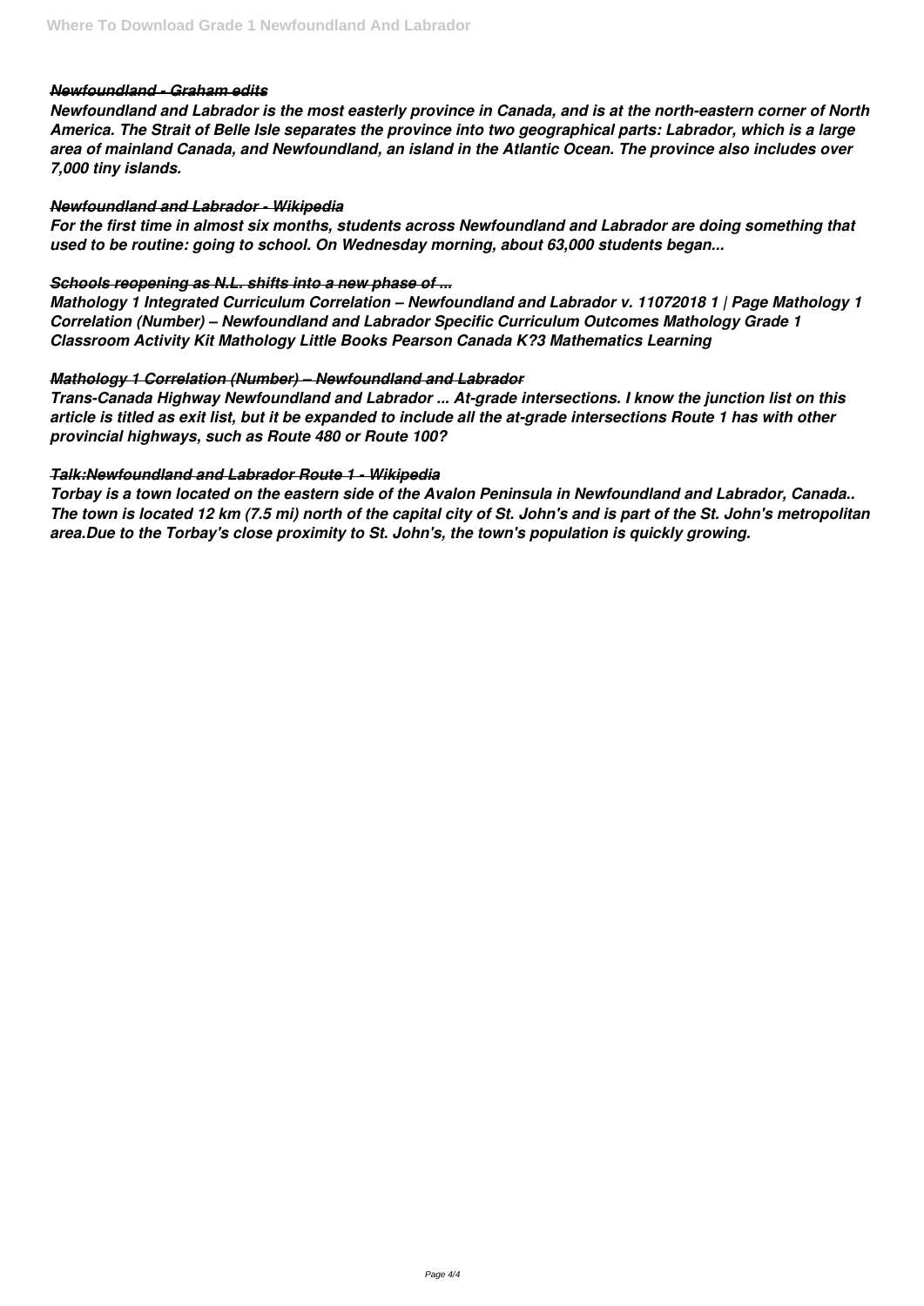*Newfoundland - Graham edits*

***Newfoundland and Labrador is the most easterly province in Canada, and is at the north-eastern corner of North America. The Strait of Belle Isle separates the province into two geographical parts: Labrador, which is a large area of mainland Canada, and Newfoundland, an island in the Atlantic Ocean. The province also includes over 7,000 tiny islands.***

*Newfoundland and Labrador - Wikipedia*

***For the first time in almost six months, students across Newfoundland and Labrador are doing something that used to be routine: going to school. On Wednesday morning, about 63,000 students began...***

*Schools reopening as N.L. shifts into a new phase of ...*

***Mathology 1 Integrated Curriculum Correlation – Newfoundland and Labrador v. 11072018 1 | Page Mathology 1 Correlation (Number) – Newfoundland and Labrador Specific Curriculum Outcomes Mathology Grade 1 Classroom Activity Kit Mathology Little Books Pearson Canada K?3 Mathematics Learning***

*Mathology 1 Correlation (Number) – Newfoundland and Labrador*

***Trans-Canada Highway Newfoundland and Labrador ... At-grade intersections. I know the junction list on this article is titled as exit list, but it be expanded to include all the at-grade intersections Route 1 has with other provincial highways, such as Route 480 or Route 100?***

*Talk:Newfoundland and Labrador Route 1 - Wikipedia*

***Torbay is a town located on the eastern side of the Avalon Peninsula in Newfoundland and Labrador, Canada.. The town is located 12 km (7.5 mi) north of the capital city of St. John's and is part of the St. John's metropolitan area.Due to the Torbay's close proximity to St. John's, the town's population is quickly growing.***